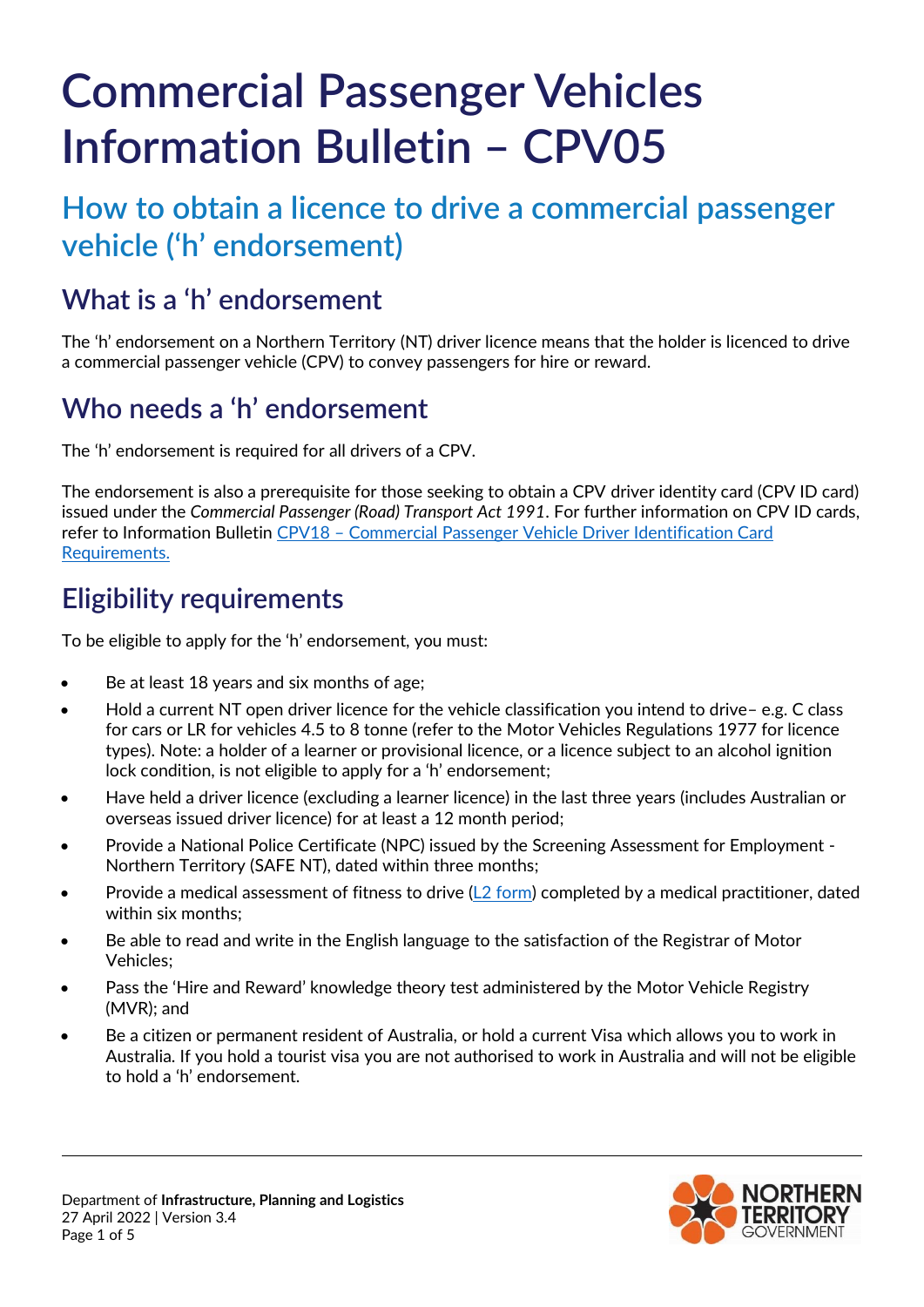# Commercial Passenger Vehicles Information Bulletin – CPV05

## How to obtain a licence to drive a commercial passenger vehicle ('h' endorsement)

### What is a 'h' endorsement

The 'h' endorsement on a Northern Territory (NT) driver licence means that the holder is licenced to drive a commercial passenger vehicle (CPV) to convey passengers for hire or reward.

### Who needs a 'h' endorsement

The 'h' endorsement is required for all drivers of a CPV.

The endorsement is also a prerequisite for those seeking to obtain a CPV driver identity card (CPV ID card) issued under the *Commercial Passenger (Road) Transport Act 1991*. For further information on CPV ID cards, refer to Information Bulletin CPV18 – Commercial Passenger Vehicle Driver Identification Card Requirements.

### Eligibility requirements

To be eligible to apply for the 'h' endorsement, you must:

- Be at least 18 years and six months of age;
- Hold a current NT open driver licence for the vehicle classification you intend to drive– e.g. C class for cars or LR for vehicles 4.5 to 8 tonne (refer to the Motor Vehicles Regulations 1977 for licence types). Note: a holder of a learner or provisional licence, or a licence subject to an alcohol ignition lock condition, is not eligible to apply for a 'h' endorsement;
- Have held a driver licence (excluding a learner licence) in the last three years (includes Australian or overseas issued driver licence) for at least a 12 month period;
- Provide a National Police Certificate (NPC) issued by the Screening Assessment for Employment - Northern Territory (SAFE NT), dated within three months;
- Provide a medical assessment of fitness to drive (L2 form) completed by a medical practitioner, dated within six months;
- Be able to read and write in the English language to the satisfaction of the Registrar of Motor Vehicles;
- Pass the 'Hire and Reward' knowledge theory test administered by the Motor Vehicle Registry (MVR); and
- Be a citizen or permanent resident of Australia, or hold a current Visa which allows you to work in Australia. If you hold a tourist visa you are not authorised to work in Australia and will not be eligible to hold a 'h' endorsement.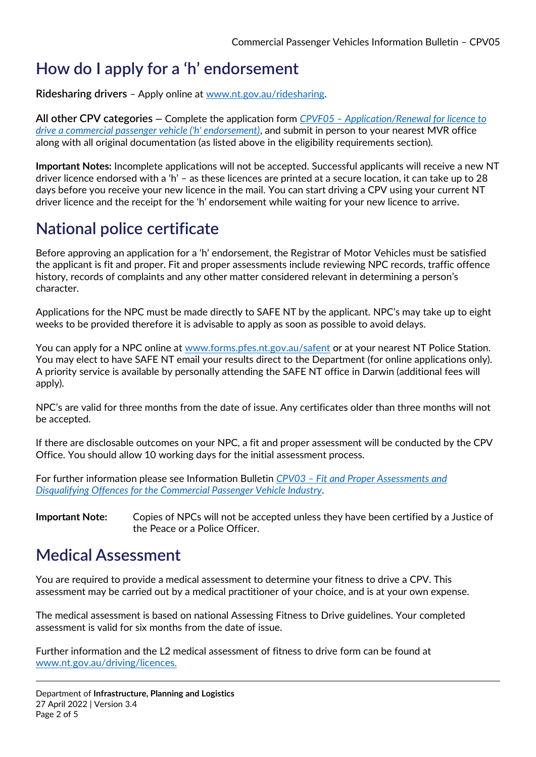# How do I apply for a 'h' endorsement

**Ridesharing drivers** – Apply online at www.nt.gov.au/ridesharing.

**All other CPV categories** – Complete the application form *CPVF05 – Application/Renewal for licence to drive a commercial passenger vehicle ('h' endorsement)*, and submit in person to your nearest MVR office along with all original documentation (as listed above in the eligibility requirements section).

**Important Notes:** Incomplete applications will not be accepted. Successful applicants will receive a new NT driver licence endorsed with a 'h' – as these licences are printed at a secure location, it can take up to 28 days before you receive your new licence in the mail. You can start driving a CPV using your current NT driver licence and the receipt for the 'h' endorsement while waiting for your new licence to arrive.

# National police certificate

Before approving an application for a 'h' endorsement, the Registrar of Motor Vehicles must be satisfied the applicant is fit and proper. Fit and proper assessments include reviewing NPC records, traffic offence history, records of complaints and any other matter considered relevant in determining a person's character.

Applications for the NPC must be made directly to SAFE NT by the applicant. NPC's may take up to eight weeks to be provided therefore it is advisable to apply as soon as possible to avoid delays.

You can apply for a NPC online at www.forms.pfes.nt.gov.au/safent or at your nearest NT Police Station. You may elect to have SAFE NT email your results direct to the Department (for online applications only). A priority service is available by personally attending the SAFE NT office in Darwin (additional fees will apply).

NPC's are valid for three months from the date of issue. Any certificates older than three months will not be accepted.

If there are disclosable outcomes on your NPC, a fit and proper assessment will be conducted by the CPV Office. You should allow 10 working days for the initial assessment process.

For further information please see Information Bulletin *CPV03 – Fit and Proper Assessments and Disqualifying Offences for the Commercial Passenger Vehicle Industry*.

**Important Note:** Copies of NPCs will not be accepted unless they have been certified by a Justice of the Peace or a Police Officer.

# Medical Assessment

You are required to provide a medical assessment to determine your fitness to drive a CPV. This assessment may be carried out by a medical practitioner of your choice, and is at your own expense.

The medical assessment is based on national Assessing Fitness to Drive guidelines. Your completed assessment is valid for six months from the date of issue.

Further information and the L2 medical assessment of fitness to drive form can be found at www.nt.gov.au/driving/licences.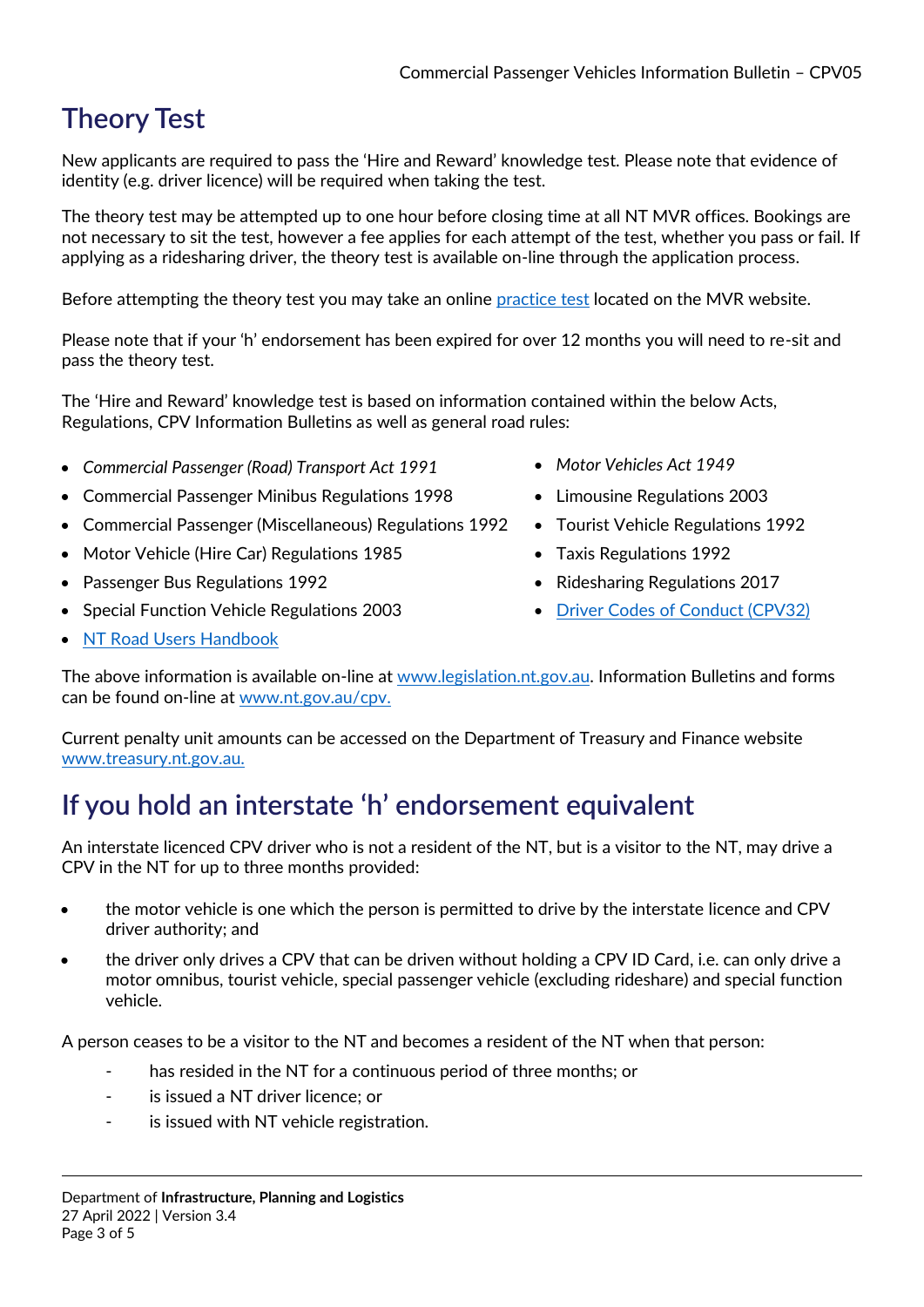# Theory Test

New applicants are required to pass the 'Hire and Reward' knowledge test. Please note that evidence of identity (e.g. driver licence) will be required when taking the test.

The theory test may be attempted up to one hour before closing time at all NT MVR offices. Bookings are not necessary to sit the test, however a fee applies for each attempt of the test, whether you pass or fail. If applying as a ridesharing driver, the theory test is available on-line through the application process.

Before attempting the theory test you may take an online practice test located on the MVR website.

Please note that if your 'h' endorsement has been expired for over 12 months you will need to re-sit and pass the theory test.

The 'Hire and Reward' knowledge test is based on information contained within the below Acts, Regulations, CPV Information Bulletins as well as general road rules:

- *Commercial Passenger (Road) Transport Act 1991*
- Commercial Passenger Minibus Regulations 1998
- Commercial Passenger (Miscellaneous) Regulations 1992
- Motor Vehicle (Hire Car) Regulations 1985
- Passenger Bus Regulations 1992
- Special Function Vehicle Regulations 2003
- NT Road Users Handbook
- *Motor Vehicles Act 1949*
- Limousine Regulations 2003
- Tourist Vehicle Regulations 1992
- Taxis Regulations 1992
- Ridesharing Regulations 2017
- Driver Codes of Conduct (CPV32)

The above information is available on-line at www.legislation.nt.gov.au. Information Bulletins and forms can be found on-line at www.nt.gov.au/cpv.

Current penalty unit amounts can be accessed on the Department of Treasury and Finance website www.treasury.nt.gov.au.

# If you hold an interstate 'h' endorsement equivalent

An interstate licenced CPV driver who is not a resident of the NT, but is a visitor to the NT, may drive a CPV in the NT for up to three months provided:

- the motor vehicle is one which the person is permitted to drive by the interstate licence and CPV driver authority; and
- the driver only drives a CPV that can be driven without holding a CPV ID Card, i.e. can only drive a motor omnibus, tourist vehicle, special passenger vehicle (excluding rideshare) and special function vehicle.

A person ceases to be a visitor to the NT and becomes a resident of the NT when that person:

- has resided in the NT for a continuous period of three months; or
- is issued a NT driver licence; or
- is issued with NT vehicle registration.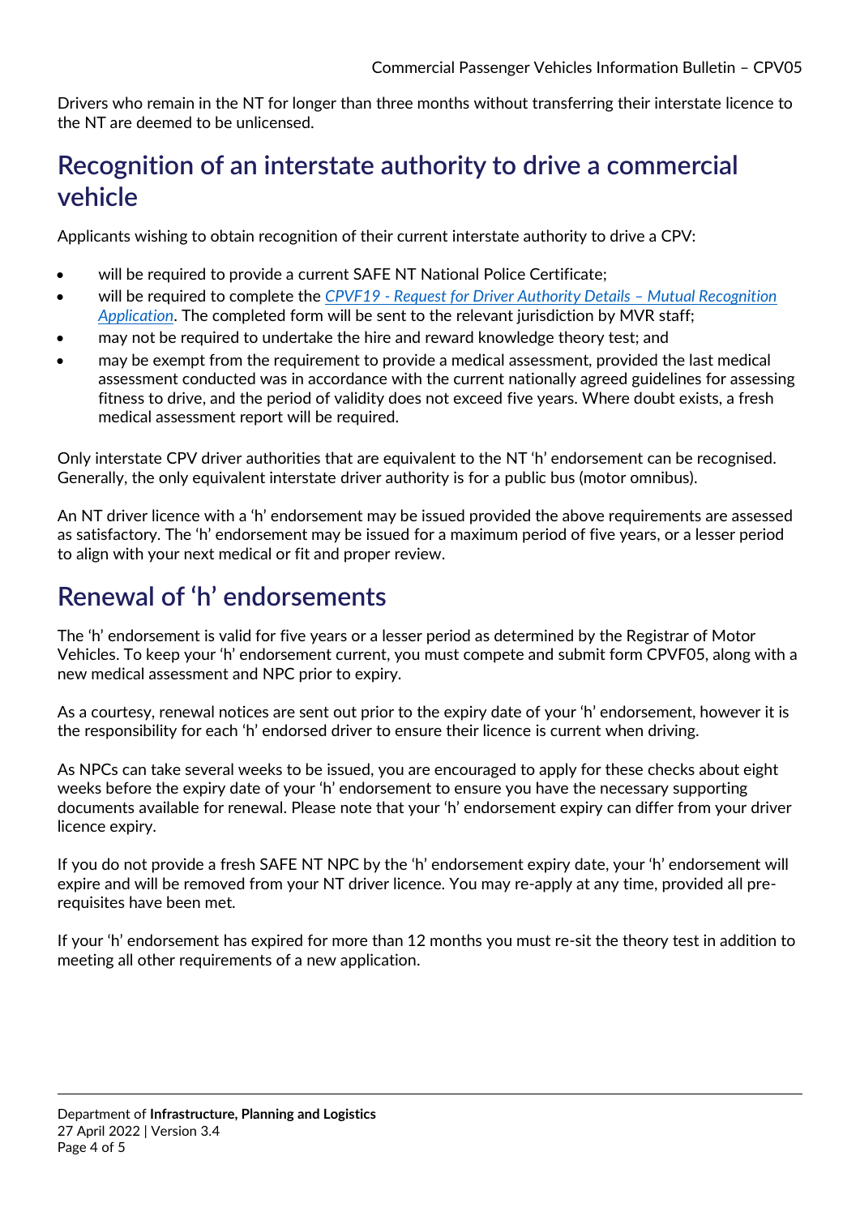Drivers who remain in the NT for longer than three months without transferring their interstate licence to the NT are deemed to be unlicensed.

## Recognition of an interstate authority to drive a commercial vehicle

Applicants wishing to obtain recognition of their current interstate authority to drive a CPV:

- will be required to provide a current SAFE NT National Police Certificate;
- will be required to complete the *CPVF19 - Request for Driver Authority Details – Mutual Recognition Application*. The completed form will be sent to the relevant jurisdiction by MVR staff;
- may not be required to undertake the hire and reward knowledge theory test; and
- may be exempt from the requirement to provide a medical assessment, provided the last medical assessment conducted was in accordance with the current nationally agreed guidelines for assessing fitness to drive, and the period of validity does not exceed five years. Where doubt exists, a fresh medical assessment report will be required.

Only interstate CPV driver authorities that are equivalent to the NT 'h' endorsement can be recognised. Generally, the only equivalent interstate driver authority is for a public bus (motor omnibus).

An NT driver licence with a 'h' endorsement may be issued provided the above requirements are assessed as satisfactory. The 'h' endorsement may be issued for a maximum period of five years, or a lesser period to align with your next medical or fit and proper review.

## Renewal of 'h' endorsements

The 'h' endorsement is valid for five years or a lesser period as determined by the Registrar of Motor Vehicles. To keep your 'h' endorsement current, you must compete and submit form CPVF05, along with a new medical assessment and NPC prior to expiry.

As a courtesy, renewal notices are sent out prior to the expiry date of your 'h' endorsement, however it is the responsibility for each 'h' endorsed driver to ensure their licence is current when driving.

As NPCs can take several weeks to be issued, you are encouraged to apply for these checks about eight weeks before the expiry date of your 'h' endorsement to ensure you have the necessary supporting documents available for renewal. Please note that your 'h' endorsement expiry can differ from your driver licence expiry.

If you do not provide a fresh SAFE NT NPC by the 'h' endorsement expiry date, your 'h' endorsement will expire and will be removed from your NT driver licence. You may re-apply at any time, provided all pre-requisites have been met.

If your 'h' endorsement has expired for more than 12 months you must re-sit the theory test in addition to meeting all other requirements of a new application.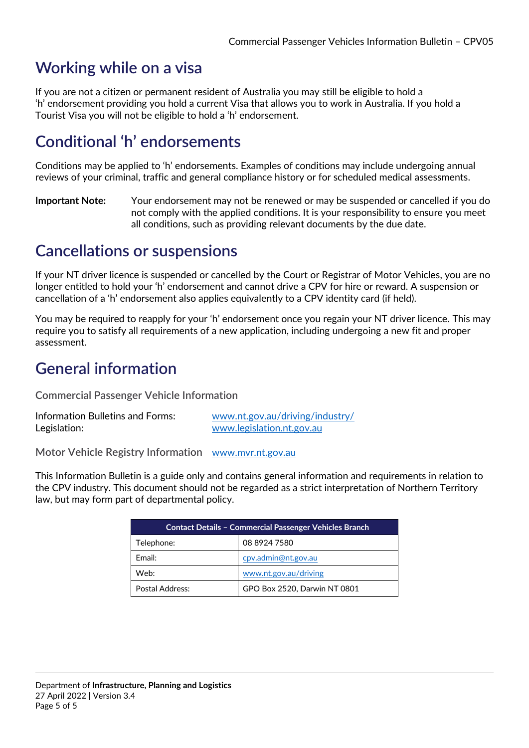# Working while on a visa

If you are not a citizen or permanent resident of Australia you may still be eligible to hold a 'h' endorsement providing you hold a current Visa that allows you to work in Australia. If you hold a Tourist Visa you will not be eligible to hold a 'h' endorsement.

# Conditional 'h' endorsements

Conditions may be applied to 'h' endorsements. Examples of conditions may include undergoing annual reviews of your criminal, traffic and general compliance history or for scheduled medical assessments.

**Important Note:** Your endorsement may not be renewed or may be suspended or cancelled if you do not comply with the applied conditions. It is your responsibility to ensure you meet all conditions, such as providing relevant documents by the due date.

# Cancellations or suspensions

If your NT driver licence is suspended or cancelled by the Court or Registrar of Motor Vehicles, you are no longer entitled to hold your 'h' endorsement and cannot drive a CPV for hire or reward. A suspension or cancellation of a 'h' endorsement also applies equivalently to a CPV identity card (if held).

You may be required to reapply for your 'h' endorsement once you regain your NT driver licence. This may require you to satisfy all requirements of a new application, including undergoing a new fit and proper assessment.

# General information

### Commercial Passenger Vehicle Information

Information Bulletins and Forms: www.nt.gov.au/driving/industry/
Legislation: www.legislation.nt.gov.au

### Motor Vehicle Registry Information www.mvr.nt.gov.au

This Information Bulletin is a guide only and contains general information and requirements in relation to the CPV industry. This document should not be regarded as a strict interpretation of Northern Territory law, but may form part of departmental policy.

| Contact Details – Commercial Passenger Vehicles Branch | |
|---|---|
| Telephone: | 08 8924 7580 |
| Email: | cpv.admin@nt.gov.au |
| Web: | www.nt.gov.au/driving |
| Postal Address: | GPO Box 2520, Darwin NT 0801 |